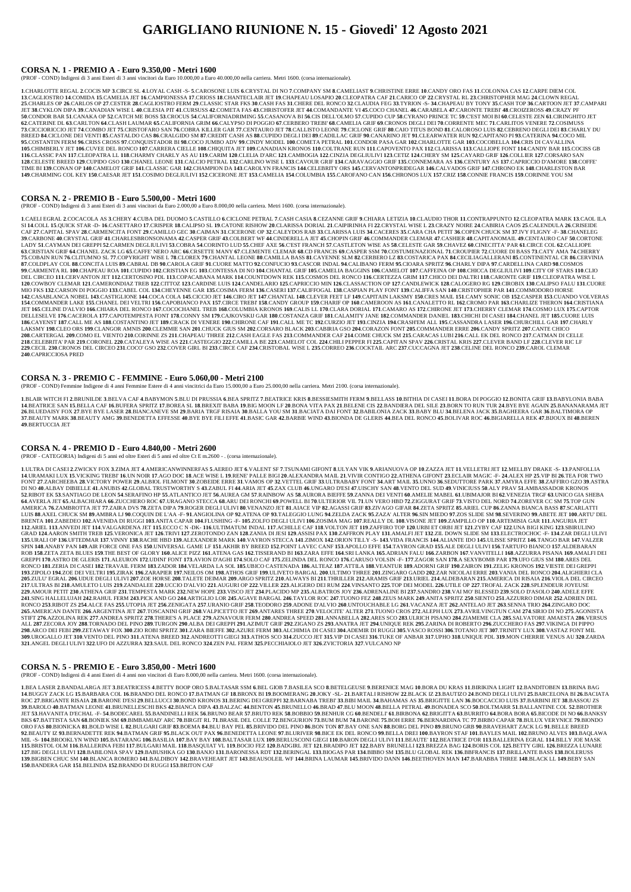# GARIGLIANO RIUNIONE N. 15 - Giovedi' 12 Agosto 2021

## CORSA N. 1 - PREMIO A - Euro 9.350,00 - Metri 1600

(PROF - COND) Indigeni di 3 anni Esteri di 3 anni vincitori da Euro 10.000,00 a Euro 40.000,00 nella carriera. Metri 1600. (corsa internazionale).

**1**.CHARLOTTE REGAL **2**.COCIS MP **3**.CIRCE SL **4**.LOYAL CASH -S- **5**.CAROSONE LUIS **6**.CRYSTAL DI NO **7**.COMPANY SM **8**.CAMELIAST **9**.CHRISTINE ERRE **10**.CANDY ORO FAS **11**.COLONNA CAS **12**.CARPE DIEM COL **13**.CAGLIOSTRO **14**.COMIDA **15**.CAMELIA JET **16**.CAMPIONESSA **17**.CRIOSS **18**.CHANTECLAIR JET **19**.CHAPEAU LOSAPIO **20**.CLEOPATRA CAF **21**.CARICO OP **22**.CRYSTAL RL **23**.CHRISTOPHER MAG **24**.CLOWN REGAL **25**.CHARLES OP **26**.CARLOS OP **27**.CESTER **28**.CAGLIOSTRO FERM **29**.CLASSIC STAR FKS **30**.CASH FAS **31**.CHERE DEL RONCO **32**.CLAUDIA FEG **33**.TYRION -S- **34**.CHAPEAU BY TONY **35**.CASH TOP **36**.CARTOON JET **37**.CAMPARI JET **38**.CYKLON DIPA **39**.CANADIAN WISE L **40**.CILESIA PIT **41**.CURSUSS **42**.COMETA FAS **43**.CHRISTOFER JET **44**.COMANDANTE VI **45**.COCO CHANEL **46**.CARABELA **47**.CARONTE TREBI' **48**.CROIZEROSS **49**.CRAZY PF **50**.CONDOR BAR **51**.CANAKA OP **52**.CATCH ME BOSS **53**.CROCUS **54**.CALIFORNIADRIMING **55**.CASANOVA BI **56**.CIS DELL'OLMO **57**.CUPIDO CUP **58**.CYRANO PRINCE TC **59**.C'EST MOI BI **60**.CELESTE ZEN **61**.CIRINGHITO JET **62**.CATERINE DL **63**.CARLTON **64**.CLASSY LAUMAR **65**.CALIFORNIA GRIM **66**.CALYPSO DI POGGIO **67**.CERBERO TREBI' **68**.CAMELIA GRIF **69**.CRONOS DEGLI DEI **70**.CORRENTE MEC **71**.CARLITOS VENERE **72**.COSIMUSS **73**.CICCIORICCIO JET **74**.COMBO JET **75**.CRISTOFARO SAN **76**.COBRA KILLER GAR **77**.CENTAURO JET **78**.CALLISTO LEONE **79**.CICLONE GRIF **80**.CAIO TITUS BOND **81**.CALOROSO LUIS **82**.CEBRENO DEGLI DEI **83**.CHARLY DU BREED **84**.CICLONE DEI VENTI **85**.CASTALDO CAS **86**.CRALGIDO SM **87**.CREDIT CASH AS **88**.CUPIDO DEGLI DEI **89**.CADILLAC GRIF **90**.CANARINO JET **91**.CLEARWATER RUN **92**.CAPITANO PI **93**.CATERINA **94**.COCO MIL **95**.COSTANTIN FERM **96**.CRISS CROSS **97**.CONQUISTADOR BI **98**.COCO JUMBO ADV **99**.CINDY MODEL **100**.COMETA PETRAL **101**.CONDOR PASA GAR **102**.CHARLOTTE GAR **103**.COCOBELLA **104**.CRIS DI CAVALLINA **105**.CHIMBERLY JET **106**.CUVEE DEL RONCO **107**.CARRERA CELLE **108**.CHIQUITA JET **109**.CANADIAN KRONOS **110**.COLTRANE RUN **111**.CAPOVENTO PAX **112**.CLARISSA **113**.CALLIOPE FONT **114**.CANDY BAR **115**.COCISS GB **116**.CLASSIC PAN **117**.CLEOPATRA LL **118**.CHARMY CHARLY AS AU **119**.CARIM **120**.CLELIA D'ARC **121**.CAMBOGIA **122**.CINZIA DEGLIULIVI **123**.CETIZ **124**.CHERY SM **125**.CAYARD GRIF **126**.COLLIER **127**.CORSARO SAN **128**.CELESTE BREED **129**.CUPIDO GSO **130**.CHANEL LEONE **131**.CALCIO PETRAL **132**.CARLINO WISE L **133**.CAVOUR GRIF **134**.CARAVAGGIO GRIF **135**.CONNEMARA AS **136**.CENTURY AS **137**.CAPRICCIO D'AMORE **138**.COFFE' TIME BI **139**.CONAN OP **140**.CAMELOT GRIF **141**.CLASSIC GAR **142**.CHAMPION DA **143**.CAROLYN FRANCIS **144**.CELEBRITY ORS **145**.CERVANTONPRIDEGAR **146**.CALVADOS GRIF **147**.CHRONO EK **148**.CHARLESTON BAR **149**.CHARMING COL KEY **150**.CAESAR JET **151**.COSIMO DEGLIULIVI **152**.CICERONE JET **153**.CAMELIA **154**.COLUMBIA **155**.CAROFANO CAN **156**.CHRONOS LUX **157**.CRIZ **158**.CONNIE FRANCIS **159**.CORINNE YOU SM

## CORSA N. 2 - PREMIO B - Euro 5.500,00 - Metri 1600

(PROF - COND) Indigeni di 3 anni Esteri di 3 anni vincitori da Euro 2.000,00 a Euro 8.000,00 nella carriera. Metri 1600. (corsa internazionale).

**1**.CAELI EGRAL **2**.COCACOLA AS **3**.CHERY **4**.CUBA DEL DUOMO **5**.CASTILLO **6**.CICLONE PETRAL **7**.CASH CASIA **8**.CEZANNE GRIF **9**.CHIARA LETIZIA **10**.CLAUDIO THOR **11**.CONTRAPPUNTO **12**.CLEOPATRA MARK **13**.CAOL ILA SI **14**.COLL **15**.QUICK STAR -D- **16**.CASETTARO **17**.CRISPER **18**.CALIPSO SL **19**.CATONE RISHOW **20**.CLARISSA DORIAL **21**.CAIPIRINHA FI **22**.CRYSTAL WISE L **23**.CRAZY NOIRE **24**.CABIRIA CAOS **25**.CALENDULA **26**.CRISEIDE CAF **27**.CAPITAL SPAV **28**.CARMENCITA FONT **29**.CAMILLO GEC **30**.CAIMAN **31**.CICERONE OP **32**.CALEYDOS RAB **33**.CLARISSA LUIS **34**.CACERES **35**.CARA CHA PETIT **36**.COPEN CHUCK SM **37**.IVY FLIGNY -F- **38**.CHANELEG **39**.CARBONE **40**.CRYSTAL GRIF **41**.CHARLESBRONSONAMA **42**.CASPER GRIF **43**.COLBERT WF **44**.CINDERELLA JET **45**.CHOPIN GRIF **46**.COMMANDER CLEMAR **47**.CASHIER **48**.CAPITANOMAIL **49**.CENTAURO CAF **50**.CORTONE LADY **51**.CAYMAN DEI GREPPI **52**.CARMEN DEGLIULIVI **53**.COBRA **54**.CORINTO LUD **55**.CHEF AXE **56**.C'EST FRANCH **57**.CASTLETON WISE AS **58**.CELESTE GAR **59**.CHAVEZ **60**.CINECITTA' PAR **61**.CIRCE COL **62**.CALLIOPE **63**.CRISTIAN GRIF **64**.CHANEL ZACK LG **65**.CAFFE' NERO ARC **66**.CRSETTE MANY **67**.CLEMENTE CLEMAR **68**.CD FRANCIS **69**.CASPER SSM **70**.COSTUMENAZIONAL **71**.CROUPIER **72**.CUORE DI BASS **73**.CATY AMA **74**.CHERRY **75**.COBAIN RUN **76**.CLITUMNO SL **77**.COPYRIGHT WISE L **78**.CLOREX **79**.CHANTAL LEONE **80**.CAMILLA BASS **81**.CAYENNE SLM **82**.CERBERO LZ **83**.COSTARICA PAX **84**.CECILIAGALLERANI **85**.CONTINENTAL CR **86**.CERVINIA **87**.COLDPLAY COL **88**.CONCITA LUIS **89**.CABRAL DB **90**.CAROLA GRIF **91**.CUORE MATTO **92**.CONFUCIO **93**.CASCOR INDAL **94**.CALIBANO FERM **95**.CIOARA SPRITZ **96**.CHARLY DIPA **97**.CARDELLINA CARD **98**.COSMOS **99**.CARMENTA RL **100**.CHAPEAU ROA **101**.CUPIDO **102**.CRISTIAN EG **103**.CONTESSA DI NO **104**.CHANTAL GRIF **105**.CAMELIA BAGGINS **106**.CAMELOT **107**.CAFFEINA OP **108**.CHICCA DEGLIULIVI **109**.CITY OF STARS **110**.CLIO DEL CIRCEO **111**.CERVANTON JET **112**.CERTOSINO PDL **113**.COPACABANA MARK **114**.COUNTDOWN REK **115**.COSMOS DEL RONCO **116**.CERTEZZA GRIM **117**.CHICO DEI DALTRI **118**.CARONTE GRIF **119**.CLEOPATRA WISE L **120**.COWBOY CLEMAR **121**.CAMERONDIAZ TREB **122**.CITTOZ **123**.CARDINE LUIS **124**.CANDELARIO **125**.CAPRICCIO MIN **126**.CLASSACTION OP **127**.CANDLEWICK **128**.CALOGERO RG **129**.CIROBIX **130**.CALIPSO FALU **131**.CUORE MIO FKS **132**.CARSON DI POGGIO **133**.CABEL COL **134**.CHEYENNE GAR **135**.COSIMA FERM **136**.CASERI **137**.CALIFFOGAL **138**.CASPIAN PLAY FONT **139**.CALIFFA SAN **140**.CRISTOPHER PAR **141**.COMMODORO HORSE **142**.CASABLANCA NOBEL **143**.CASTIGLIONE **144**.COCA COLA **145**.CICCIO JET **146**.CIRO JET **147**.CHANTAL **148**.CLEVER FEET LF **149**.CAPITAIN LAKSMY **150**.CRES MAIL **151**.CAMY SONIC OB **152**.CASPER **153**.CUANDO VOLVERAS **154**.COMMANDER LAKE **155**.CHANEL DEI VELTRI **156**.CAPOBIANCO PAX **157**.CIRCE TREBI' **158**.CANDY GROUP **159**.CHARIF OP **160**.CAMEROON AS **161**.CANALETTO RL **162**.CROMO PAR **163**.CHARLIZE THERON **164**.CRISTIANA JET **165**.CELINE D'ALVIO **166**.CHIARA DEL RONCO **167**.COCOCHANEL TREB **168**.COLUMBIA KRONOS **169**.CALIS LL **170**.CLARA DORIAL **171**.CAMARO AS **172**.CHIRONE JET **173**.CHERRY CLEMAR **174**.COSMO LUX **175**.CAPTOR DELLESELVE **176**.CACEROLA **177**.CAPOTEMPESTA FONT **178**.CONNY SM **179**.CAJKOVSKIJ GAR **180**.COSTANZA GRIF **181**.CALAMITY JANE **182**.COMMANDER DANIEL **183**.CHICHI DI CASEI **184**.CHANEL JET **185**.CUORE LUIS **186**.CAYENST **187**.CALL ME AS **188**.COSTANTINO JET **189**.CRACK DI VENERE **190**.CHIRONE CAF **191**.CALL ME TC **192**.CURZIO JET **193**.CINZIA **194**.CRASH'EM ALL **195**.CASSANDRA LASER **196**.CHURCHILL GAR **197**.CHARLY LAKSMY **198**.CLEO ORS **199**.CLANGOR AMNIS **200**.CLEMMIE SAN **201**.CHUCK GIUS SM **202**.CORSARO BLACK **203**.CABIRIA GSO **204**.CORAZON FONT **205**.COMMANDER ERRE **206**.CANDY SPRITZ **207**.CANTE CHICO **208**.CARTERGAL **209**.COMO EL VIENTO **210**.CORINNE ZS **211**.CHAPEAU THREE **212**.CASH EAGLE FAS **213**.COMMANDER CAF **214**.COME CHUCK SM **215**.CARACAS LUBI **216**.CALL EK DEL RONCO **217**.CATMAN DI CELLE **218**.CELEBRITA' PAR **219**.CORONEL **220**.CATALEYA WISE AS **221**.CASTEGGIO **222**.CAMILLA BE **223**.CAMELOT COL **224**.CHILI PEPPER FI **225**.CAPITAN SPAV **226**.CRISTAL KRIS **227**.CLEVER BAND LF **228**.CLEVER RIC LF **229**.CECIL **230**.CRONOS DEL CIRCEO **231**.COCO' GSO **232**.COVER GIRL BI **233**.CIRCE CAF **234**.CRISTOBAL WISE L **235**.CORREO **236**.COCKTAIL ARC **237**.CUCCAGNA JET **238**.CELINE DEL RONCO **239**.CAROL CLEMAR **240**.CAPRICCIOSA PRED

## CORSA N. 3 - PREMIO C - FEMMINE - Euro 5.060,00 - Metri 2100

(PROF - COND) Femmine Indigene di 4 anni Femmine Estere di 4 anni vincitrici da Euro 15.000,00 a Euro 25.000,00 nella carriera. Metri 2100. (corsa internazionale).

**1**.BLAIR WITCH FI **2**.BRUNILDE **3**.BELVA CAF **4**.BABYMON **5**.BLU DI PRUSSIA **6**.BEA SPRITZ **7**.BEATRICE KRIS **8**.BESSIESMITH FERM **9**.BELLASS **10**.BITHIA DI CASEI **11**.BORA DI POGGIO **12**.BONITA GRIF **13**.BABYLONIA BABA **14**.BEATRICE SAN **15**.BELLA CAF **16**.BUFERA SPRITZ **17**.BOREA SL **18**.BREXIT BABA **19**.BIG MOON LF **20**.BONA VITA PAX **21**.BELENE CIS **22**.BANDIERA DEL SILE **23**.BORN TO RUN TUR **24**.BYE BYE AGAIN **25**.BANANARAMA JET **26**.BLUEDAISY FOX **27**.BYE BYE LASER **28**.BIANCANEVE SM **29**.BARIA TRGF RISAIA **30**.BALLA YOU SM **31**.BACIATA DAI FONT **32**.BABILONIA ZACK **33**.BABY BLU **34**.BELENA JACK **35**.BAGHEERA GAR **36**.BALTIMORA OP **37**.BEAUTY MARK **38**.BEAUTY AMG **39**.BENEDETTA EFFESSE **40**.BYE BYE FILI EFFE **41**.BASIC GAR **42**.BARBIE WIND **43**.BIONDA DE GLERIS **44**.BEA DEL RONCO **45**.BOLIVAR ROC **46**.BIGIARELLA REK **47**.BIJOUX BI **48**.BEREN **49**.BERTUCCIA JET

## CORSA N. 4 - PREMIO D - Euro 4.840,00 - Metri 2600

(PROF - CATEGORIA) Indigeni di 5 anni ed oltre Esteri di 5 anni ed oltre Ct E m.2600 - . (corsa internazionale).

**1**.ULTRA DI CASEI **2**.ZWICKY FOX **3**.ZIMA JET **4**.AMERICANWINNERFAS **5**.AEREO JET **6**.VALENT SF **7**.TSUNAMI GIFONT **8**.ULYAN VIK **9**.ARIANUOVA OP **10**.ZAZZA JET **11**.VELLETRI JET **12**.MELLBY DRAKE -S- **13**.PANFOLLIA **14**.URAMAKI LUX **15**.VICKING TREBI' **16**.UN NOIR **17**.AGO DOC **18**.ACE WISE L **19**.RENE' PALLE BIGI **20**.ALEXANDRA MAIL **21**.VIVIR CONTIGO **22**.ATHENA GIFONT **23**.ECLAIR MAGIC -F- **24**.ALEX HP **25**.VIP BI **26**.TEA FOR TWO FONT **27**.ZARCHEEBA **28**.VICTORY POWER **29**.ALBIOL FILMONT **30**.ZOBEIDE ERRE **31**.VAMOS OP **32**.VETTEL GRIF **33**.ULTRABABY FONT **34**.ART MAIL **35**.UNNO **36**.SEDUTTORE PARK **37**.AMYRA EFFE **38**.ZAFFIRO GZO **39**.ASTRA DI NO **40**.ALBAY DIBIELLE **41**.ANUBIS **42**.GLOBAL TRUSTWORTHY S **43**.ZABUL FI **44**.ARIA JET **45**.ZAX CLUB **46**.UNGARO D'ESI **47**.UISCHY SAN **48**.VENTO DEL SUD **49**.VINICIUSS **50**.ALY PRAV **51**.AMBASSADOR KRONOS **52**.RIBOT EK **53**.SANTIAGO DE LEON **54**.SERAFINO HP **55**.ATLANTICO JET **56**.AUREA GM **57**.RAINBOW AS **58**.AURORA BIEFFE **59**.ZANNA DEI VENTI **60**.AMELIE MABEL **61**.UBIMAJOR BI **62**.VENEZIA TRGF **63**.UNICO GIA SHEBA **64**.AVERLA JET **65**.ALBACHIARA **66**.ZUCCHERO ROC **67**.URAGANO STECCA **68**.ARU DEI RONCHI **69**.POWELL BI **70**.ULTERIOR VIL **71**.UN VERO HBD **72**.ZIGGURAT GRIF **73**.VISTO DEL NORD **74**.ZOREVER CC SM **75**.TOP GUN AMERICA **76**.ZAMBROTTA JET **77**.ZAIRA DVS **78**.ZETA DIPA **79**.ROGER DEGLI ULIVI **80**.VENANZO JET **81**.AIACE VIP **82**.AGASSI GRIF **83**.ZIVAGO GIFAR **84**.ZETA SPRITZ **85**.ARIEL CUP **86**.ZANNA BIANCA BASS **87**.SCARLATTI LUIS **88**.AXEL CHUCK SM **89**.AMBRA LJ **90**.COQUIN DE L'AA -F- **91**.ANGIOLINA OP **92**.ATENA OP **93**.TALEGGIO LUNG **94**.ZELDA ZACK **95**.ZAZA' ALTER **96**.SIN MIEDO **97**.ZOS SLIDE SM **98**.SEVERINO **99**.ABETE JET **100**.ARTU' DEL BRENTA **101**.ZABEDEO **102**.AVENIDA DI RUGGI **103**.ANITA CAPAR **104**.FLUSHING -F- **105**.ZOLFO DEGLI ULIVI **106**.ZOSIMA MAG **107**.REALLY DL **108**.VISONE JET **109**.ZAMPILLO OP **110**.ARTEMISIA GAR **111**.ANGURIA JET **112**.ARIEL **113**.ANVEDI JET **114**.VALGARDENA JET **115**.ECCO C N -DK- **116**.ULTIMATUM INDAL **117**.ACHILLE CAF **118**.VOLTON JET **119**.ZAFFIRO TOP **120**.URBI ET ORBI JET **121**.ZYBY CAF **122**.UNA BIGI KING **123**.SBIRULINO GRAD **124**.AARON SMITH TREB **125**.VERONICA JET **126**.TRIVI **127**.ZEROTONDO ZAN **128**.ZANIA DI JESI **129**.ASSISI PAX **130**.ZAFFRON PLAY **131**.AMALFI JET **132**.ZIL DOWN SLIDE SM **133**.ELECTROCHOC -F- **134**.ZAR DEGLI ULIVI **135**.URALI OP **136**.UFTEDMAR **137**.VINNY **138**.RACHE HBD **139**.ALEXANDER MARK **140**.VAYRON STECCA **141**.ZIMOX **142**.ORION TILLY -S- **143**.VIDA FRANCIS **144**.ALIANTE IDO **145**.ULISSE SPRITZ **146**.TANGO BAR **147**.VALZER SPIN **148**.ANABY PAN **149**.AIR FORCE ONE FAS **150**.UNIVERSAL GAME LF **151**.AKHIR BY BREED **152**.POINT LAVEC CANF **153**.APOLLO EFFE **154**.TAYRON GRAD **155**.ALE DEGLI ULIVI **156**.TARTUFO BIANCO **157**.ALDEBARAN ROB **158**.ZETA ZETA BLUES **159**.THE BEST OF GLORY **160**.ALICE PIZZ **161**.ATENA GAS **162**.TISSERAND BI **163**.ZARA EFFE **164**.SRI LANKA **165**.ADRIAN FALU **166**.ZARBON **167**.VANVITELLI **168**.AZZURRA PISANA **169**.AMALFI DEI GREPPI **170**.ASTRO DE GLERIS **171**.ALEURON **172**.UDINI' FONT **173**.AVION D'AGHI **174**.SOLO CAF **175**.ZELINDA DEL RONCO **176**.CARUSO VOLSIN -F- **177**.ZAGOR SAN **178**.A SEXYBOMB PAR **179**.UFO GIUS SM **180**.ARES DEL RONCO **181**.ZERIA DI CASEI **182**.TRAVAIL FERM **183**.ZADOR **184**.VELARDA LA SOL **185**.UBICO CASTENADA **186**.ALTEAZ **187**.ATTILA **188**.VEANTUR **189**.ADORNI GRIF **190**.ZAIRON **191**.ZELIG KRONOS **192**.VIESTE DEI GREPPI **193**.ZIPOLO **194**.ZOE DEI VELTRI **195**.ZIRAK **196**.ZARAPIER **197**.NEILOS OM **198**.ATHOS GRIF **199**.ULIVETO BARGAL **200**.ULTIMO THREE **201**.ZINGARO GADD **202**.ZAR NICOLAI ERRE **203**.VANIA DEL RONCO **204**.ALIGHIERI CLA **205**.ZULU' EGRAL **206**.UDUE DEGLI ULIVI **207**.ZOE HORSE **208**.TALETE DEIMAR **209**.ARGO SPRITZ **210**.ALWAYS BI **211**.THRILLER **212**.ARAMIS GRIF **213**.URIEL **214**.ALDEBARAN **215**.AMERICA DI RISAIA **216**.VIOLA DEL CIRCEO **217**.ULTRAS BI **218**.AMULETO LUIS **219**.ZANDALEE **220**.UCCIO D'ALVIO **221**.AUGURI OP **222**.VILLER **223**.ALIGERO DEI RUM **224**.VINSANTO **225**.TOP DEI MODEL **226**.UTILE OP **227**.TROFAL ZACK **228**.SPLENDEUR JOYEUSE **229**.AMOUR PETIT **230**.ATHENA GRIF **231**.TEMPESTA MARK **232**.NEW HOPE **233**.VISCO JET **234**.PLACIDO MP **235**.ALBATROS JOY **236**.ADRENALINE BI **237**.SANDRO **238**.VAI MO' BLESSED **239**.SOLO D'ASOLO **240**.ADELE EFFE **241**.SING HALLELUJAH **242**.RAHUL FERM **243**.PICK AND GO **244**.ARTIGLIO LOR **245**.AGAVE BARGAL **246**.TAYLOR ROC **247**.TUONO FEZ **248**.ZEUS MARK **249**.ANITA SPRITZ **250**.SIENTO **251**.AZZURRO DIMAR **252**.ADRIEN DEL RONCO **253**.RIBOT ZS **254**.ALCE FAS **255**.UTOPIA JET **256**.ZENIGATA **257**.URANIO GRIF **258**.TEODORO **259**.ADONE D'ALVIO **260**.UNTOUCHABLE LG **261**.VACANZA JET **262**.ANTELAO JET **263**.SENNA TRIO **264**.ZINGARO DOC **265**.AMERICAN DANTE **266**.ARGENTINA JET **267**.TOSCANINI GRIF **268**.VALPICETTO JET **269**.ANTARES THREE **270**.VELOCITE' ALTER **271**.TUONO CROS **272**.ALEPH LUX **273**.AVRILVINGTUN CAM **274**.SIRIO DI NO **275**.AGONISTA STIFT **276**.AZZOLINA REK **277**.ANDREA SPRITZ **278**.THERE'S A PLACE **279**.AZNAVOUR FERM **280**.ANDREA SPEED **281**.ANNABELLA **282**.ARES SCO **283**.ULRICH PISANO **284**.ZIAMEME CLA **285**.SALVATORE AMAESTA **286**.VERSUS ALL **287**.ZECORA JOY **288**.TORNADO DEL PINO **289**.TURGON **290**.ALBA DEI GREPPI **291**.AZIMUT GRIF **292**.ZIGANO ZS **293**.ANATRA JET **294**.UNIQUE REK **295**.ZARINA DI ROBERTO **296**.ZUCCHERO FAS **297**.VIKINGA DI PIPPO **298**.ARCO DEI FEBI **299**.ZETAWAY FOX **300**.ZIO ROBI SPRITZ **301**.ZARA BIEFFE **302**.AZURE FERM **303**.ALCHIMIA DI CASEI **304**.ADEMIR DI RUGGI **305**.VASCO ROSSI **306**.TOTANO JET **307**.TRINITY LUX **308**.VASTAZ FONT MIL **309**.UROGALLO JET **310**.VENTO DEL PINO **311**.ATENA BREED **312**.ANDREOTTI GIEGI **313**.ATHOS SCO **314**.ZUCCO JET **315**.VIP DI CASEI **316**.TUKE OF ANBAR **317**.UPHO **318**.UNIQUE PDL **319**.MON CHERRIE VENUS AU **320**.ZARDA **321**.ANGEL DEGLI ULIVI **322**.UFO DI AZZURRA **323**.SAUL DEL RONCO **324**.ZEN PAL FERM **325**.PECCHIAIOLO JET **326**.ZVICTORIA **327**.VULCANO NP

## CORSA N. 5 - PREMIO E - Euro 3.850,00 - Metri 1600

(PROF - COND) Indigeni di 4 anni Esteri di 4 anni non vincitori di Euro 8.000,00 nella carriera. Metri 1600. (corsa internazionale).

**1**.BEA LASER **2**.BANDALARGA JET **3**.BEATRICESS **4**.BETTY BOOP ORO **5**.BALTASAR SSM **6**.BEL GIOB **7**.BASILEA SCO **8**.BETELGEUSE **9**.BERENICE MAG **10**.BORA DU KRAS **11**.BIRIKINA LIGHT **12**.BANDITOBEN **13**.BRINA BAG **14**.BUGGY ZACK LG **15**.BARBARA COL **16**.BRANDO DEL RONCO **17**.BATMAN GF **18**.BRONX BI **19**.BOOMERANG **20**.JOKY -SL- **21**.BARTALI RISHOW **22**.BLACK IZ **23**.BAUTIZO **24**.BOND DEGLI ULIVI **25**.BARCELONA BI **26**.BACIATA ROC **27**.BRIGANTE RISAIA **28**.BARONE D'ESI **29**.BELLUCCI **30**.BOND KRONOS **31**.BERING DEI GREPPI **32**.BARNABA TREBI' **33**.BIBI MAIL **34**.BAHAMAS AS **35**.BRIGITTE LAN **36**.BOCCACCIO LUIS **37**.BARBINI JET **38**.BASSOU ZS **39**.BAROLO **40**.BATMAN LEONE **41**.BRUNELLESCHI BKS **42**.BIANCA DIPA **43**.BALZAC **44**.BENTON **45**.BRUNELLO **46**.BRAD **47**.BLU MOON **48**.BELLA PETRAL **49**.BONADEA SCO **50**.BOLTMARR **51**.BALLANTINE COL **52**.BROTHER JET **53**.HAVANITA D'ECHAL -F- **54**.BODECAREL **55**.BANDINELLI REK **56**.BRUNO BEAR **57**.BRUTO REK **58**.BOBBIO **59**.BENHUR CG **60**.BENDELI' **61**.BIRBONA **62**.BRIGITTA **63**.BURRITO **64**.BORA BORA **65**.BICODE DI NO **66**.BANKSY BKS **67**.BATTISTA SAN **68**.BONIEK SM **69**.BIMBAMIAD' ARC **70**.BIRGIT RL **71**.BRASIL DEL COLLE **72**.BENGURION **73**.BUM BUM **74**.BARONE **75**.BOH ERRE **76**.BERNARDINA TC **77**.BIRBO CAPAR **78**.BULUX VERYNICE **79**.BIONDO ORO FAS **80**.BIONICKA **81**.BOLD WISE L **82**.BULGARI GRIF **83**.BOEMA **84**.BLU BAY PEL **85**.BRIVIDO DEL PINO **86**.BON TON **87**.BAY ONE SAN **88**.BORG DEL PINO **89**.BRUNO GRB **90**.BRAVEHART ZACK LG **91**.BELLE BREED **92**.BEAUTY IZ **93**.BERNADETTE REK **94**.BATMAN GRIF **95**.BLACK OUT PAX **96**.BENEDETTA LEONE **97**.BLURIVER **98**.BICE EK DEL RONCO **99**.BELLA DREI **100**.BAYRON STAF **101**.BAYLES MAIL **102**.BRUNO ALVES **103**.BAQLAWA MIL -S- **104**.BROOKLYN WIND **105**.BATARANG **106**.BASILIA **107**.BAY BAY **108**.BALTASAR LUX **109**.BERLUSCONI GIEGI **110**.BARON DEGLI ULIVI **111**.BEAUTE' **112**.BEATRICE D'OR **113**.BALLERINA EGRAL **114**.BILLY JOE MASK **115**.BRISTOL OLM **116**.BALLERINA FEBI **117**.BULGARI MAIL **118**.BASQUIAT VL **119**.BOCIO FEZ **120**.BADGIRL JET **121**.BRADIPO JET **122**.BABY BRUNELLI **123**.BREZZA BAG **124**.BORIS COL **125**.BETTY GIRL **126**.BREZZA LUNARE **127**.BIG DEGLI ULIVI **128**.BABILONIA SPAV **129**.BABUSHKA GO **130**.BANJO **131**.BARONESSA RDT **132**.BERINGAL **133**.BIOGAS PAR **134**.BIBBO SM **135**.BLU GLOBAL REK **136**.BBFRANCIS **137**.BRILLANTE BASS **138**.BOLERUSS **139**.BIGBEN CHUC SM **140**.BLANCA ROMERO **141**.BALDIBOY **142**.BRAVEHEART JET **143**.BEAUSOLEIL WF **144**.BRINA LAUMAR **145**.BRIVIDO DANN **146**.BEETHOVEN MAN **147**.BARABBA THREE **148**.BLACK LL **149**.BEBY SAN **150**.BANDERA GAR **151**.BELINDA **152**.BRANDO DI RUGGI **153**.BRITON CAF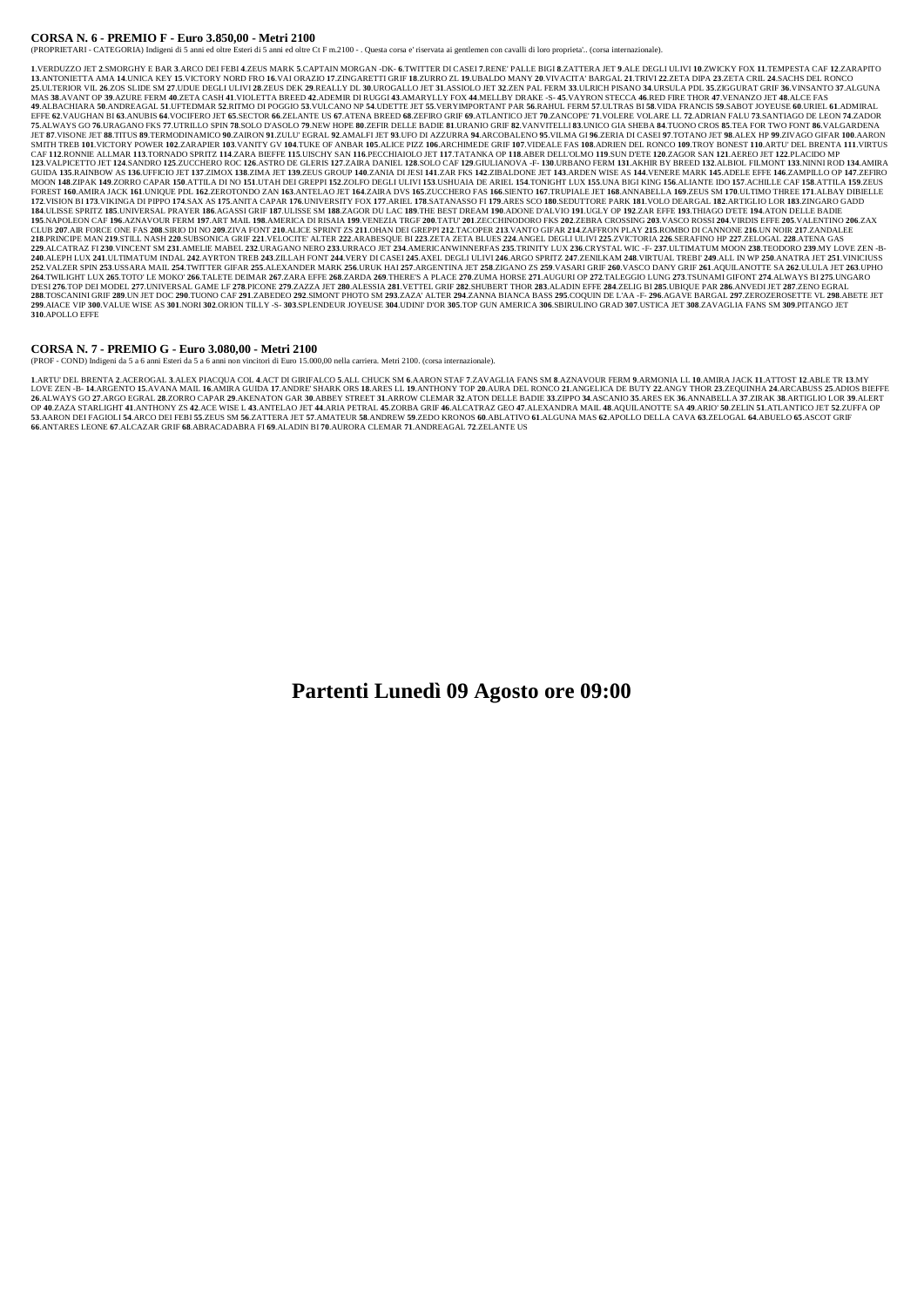## CORSA N. 6 - PREMIO F - Euro 3.850,00 - Metri 2100

(PROPRIETARI - CATEGORIA) Indigeni di 5 anni ed oltre Esteri da 5 anni ed oltre Ct F m.2100 - . Questa corsa e' riservata ai gentlemen con cavalli di loro proprieta'.. (corsa internazionale).

**1**.VERDUZZO JET **2**.SMORGHY E BAR **3**.ARCO DEI FEBI **4**.ZEUS MARK **5**.CAPTAIN MORGAN -DK- **6**.TWITTER DI CASEI **7**.RENE' PALLE BIGI **8**.ZATTERA JET **9**.ALE DEGLI ULIVI **10**.ZWICKY FOX **11**.TEMPESTA CAF **12**.ZARAPITO **13**.ANTONIETTA AMA **14**.UNICA KEY **15**.VICTORY NORD FRO **16**.VAI ORAZIO **17**.ZINGARETTI GRIF **18**.ZURRO ZL **19**.UBALDO MANY **20**.VIVACITA' BARGAL **21**.TRIVI **22**.ZETA DIPA **23**.ZETA CRIL **24**.SACHS DEL RONCO **25**.ULTERIOR VIL **26**.ZOS SLIDE SM **27**.UDUE DEGLI ULIVI **28**.ZEUS DEK **29**.REALLY DL **30**.UROGALLO JET **31**.ASSIOLO JET **32**.ZEN PAL FERM **33**.ULRICH PISANO **34**.URSULA PDL **35**.ZIGGURAT GRIF **36**.VINSANTO **37**.ALGUNA MAS **38**.AVANT OP **39**.AZURE FERM **40**.ZETA CASH **41**.VIOLETTA BREED **42**.ADEMIR DI RUGGI **43**.AMARYLLY FOX **44**.MELLBY DRAKE -S- **45**.VAYRON STECCA **46**.RED FIRE THOR **47**.VENANZO JET **48**.ALCE FAS **49**.ALBACHIARA **50**.ANDREAGAL **51**.UFTEDMAR **52**.RITMO DI POGGIO **53**.VULCANO NP **54**.UDETTE JET **55**.VERYIMPORTANT PAR **56**.RAHUL FERM **57**.ULTRAS BI **58**.VIDA FRANCIS **59**.SABOT JOYEUSE **60**.URIEL **61**.ADMIRAL EFFE **62**.VAUGHAN BI **63**.ANUBIS **64**.VOCIFERO JET **65**.SECTOR **66**.ZELANTE US **67**.ATENA BREED **68**.ZEFIRO GRIF **69**.ATLANTICO JET **70**.ZANCOPE' **71**.VOLERE VOLARE LL **72**.ADRIAN FALU **73**.SANTIAGO DE LEON **74**.ZADOR **75**.ALWAYS GO **76**.URAGANO FKS **77**.UTRILLO SPIN **78**.SOLO D'ASOLO **79**.NEW HOPE **80**.ZEFIR DELLE BADIE **81**.URANIO GRIF **82**.VANVITELLI **83**.UNICO GIA SHEBA **84**.TUONO CROS **85**.TEA FOR TWO FONT **86**.VALGARDENA JET **87**.VISONE JET **88**.TITUS **89**.TERMODINAMICO **90**.ZAIRON **91**.ZULU' EGRAL **92**.AMALFI JET **93**.UFO DI AZZURRA **94**.ARCOBALENO **95**.VILMA GI **96**.ZERIA DI CASEI **97**.TOTANO JET **98**.ALEX HP **99**.ZIVAGO GIFAR **100**.AARON SMITH TREB **101**.VICTORY POWER **102**.ZARAPIER **103**.VANITY GV **104**.TUKE OF ANBAR **105**.ALICE PIZZ **106**.ARCHIMEDE GRIF **107**.VIDEALE FAS **108**.ADRIEN DEL RONCO **109**.TROY BONEST **110**.ARTU' DEL BRENTA **111**.VIRTUS CAF **112**.RONNIE ALLMAR **113**.TORNADO SPRITZ **114**.ZARA BIEFFE **115**.UISCHY SAN **116**.PECCHIAIOLO JET **117**.TATANKA OP **118**.ABER DELL'OLMO **119**.SUN D'ETE **120**.ZAGOR SAN **121**.AEREO JET **122**.PLACIDO MP **123**.VALPICETTO JET **124**.SANDRO **125**.ZUCCHERO ROC **126**.ASTRO DE GLERIS **127**.ZAIRA DANIEL **128**.SOLO CAF **129**.GIULIANOVA -F- **130**.URBANO FERM **131**.AKHIR BY BREED **132**.ALBIOL FILMONT **133**.NINNI ROD **134**.AMIRA GUIDA **135**.RAINBOW AS **136**.UFFICIO JET **137**.ZIMOX **138**.ZIMA JET **139**.ZEUS GROUP **140**.ZANIA DI JESI **141**.ZAR FKS **142**.ZIBALDONE JET **143**.ARDEN WISE AS **144**.VENERE MARK **145**.ADELE EFFE **146**.ZAMPILLO OP **147**.ZEFIRO MOON **148**.ZIPAK **149**.ZORRO CAPAR **150**.ATTILA DI NO **151**.UTAH DEI GREPPI **152**.ZOLFO DEGLI ULIVI **153**.USHUAIA DE ARIEL **154**.TONIGHT LUX **155**.UNA BIGI KING **156**.ALIANTE IDO **157**.ACHILLE CAF **158**.ATTILA **159**.ZEUS FOREST **160**.AMIRA JACK **161**.UNIQUE PDL **162**.ZEROTONDO ZAN **163**.ANTELAO JET **164**.ZAIRA DVS **165**.ZUCCHERO FAS **166**.SIENTO **167**.TRUPIALE JET **168**.ANNABELLA **169**.ZEUS SM **170**.ULTIMO THREE **171**.ALBAY DIBIELLE **172**.VISION BI **173**.VIKINGA DI PIPPO **174**.SAX AS **175**.ANITA CAPAR **176**.UNIVERSITY FOX **177**.ARIEL **178**.SATANASSO FI **179**.ARES SCO **180**.SEDUTTORE PARK **181**.VOLO DEARGAL **182**.ARTIGLIO LOR **183**.ZINGARO GADD **184**.ULISSE SPRITZ **185**.UNIVERSAL PRAYER **186**.AGASSI GRIF **187**.ULISSE SM **188**.ZAGOR DU LAC **189**.THE BEST DREAM **190**.ADONE D'ALVIO **191**.UGLY OP **192**.ZAR EFFE **193**.THIAGO D'ETE **194**.ATON DELLE BADIE **195**.NAPOLEON CAF **196**.AZNAVOUR FERM **197**.ART MAIL **198**.AMERICA DI RISAIA **199**.VENEZIA TRGF **200**.TATU' **201**.ZECCHINODORO FKS **202**.ZEBRA CROSSING **203**.VASCO ROSSI **204**.VIRDIS EFFE **205**.VALENTINO **206**.ZAX CLUB **207**.AIR FORCE ONE FAS **208**.SIRIO DI NO **209**.ZIVA FONT **210**.ALICE SPRINT ZS **211**.OHAN DEI GREPPI **212**.TACOPER **213**.VANTO GIFAR **214**.ZAFFRON PLAY **215**.ROMBO DI CANNONE **216**.UN NOIR **217**.ZANDALEE **218**.PRINCIPE MAN **219**.STILL NASH **220**.SUBSONICA GRIF **221**.VELOCITE' ALTER **222**.ARABESQUE BI **223**.ZETA ZETA BLUES **224**.ANGEL DEGLI ULIVI **225**.ZVICTORIA **226**.SERAFINO HP **227**.ZELOGAL **228**.ATENA GAS **229**.ALCATRAZ FI **230**.VINCENT SM **231**.AMELIE MABEL **232**.URAGANO NERO **233**.URRACO JET **234**.AMERICANWINNERFAS **235**.TRINITY LUX **236**.CRYSTAL WIC -F- **237**.ULTIMATUM MOON **238**.TEODORO **239**.MY LOVE ZEN -B- **240**.ALEPH LUX **241**.ULTIMATUM INDAL **242**.AYRTON TREB **243**.ZILLAH FONT **244**.VERY DI CASEI **245**.AXEL DEGLI ULIVI **246**.ARGO SPRITZ **247**.ZENILKAM **248**.VIRTUAL TREBI' **249**.ALL IN WP **250**.ANATRA JET **251**.VINICIUSS **252**.VALZER SPIN **253**.USSARA MAIL **254**.TWITTER GIFAR **255**.ALEXANDER MARK **256**.URUK HAI **257**.ARGENTINA JET **258**.ZIGANO ZS **259**.VASARI GRIF **260**.VASCO DANY GRIF **261**.AQUILANOTTE SA **262**.ULULA JET **263**.UPHO **264**.TWILIGHT LUX **265**.TOTO' LE MOKO' **266**.TALETE DEIMAR **267**.ZARA EFFE **268**.ZARDA **269**.THERE'S A PLACE **270**.ZUMA HORSE **271**.AUGURI OP **272**.TALEGGIO LUNG **273**.TSUNAMI GIFONT **274**.ALWAYS BI **275**.UNGARO D'ESI **276**.TOP DEI MODEL **277**.UNIVERSAL GAME LF **278**.PICONE **279**.ZAZZA JET **280**.ALESSIA **281**.VETTEL GRIF **282**.SHUBERT THOR **283**.ALADIN EFFE **284**.ZELIG BI **285**.UBIQUE PAR **286**.ANVEDI JET **287**.ZENO EGRAL **288**.TOSCANINI GRIF **289**.UN JET DOC **290**.TUONO CAF **291**.ZABEDEO **292**.SIMONT PHOTO SM **293**.ZAZA' ALTER **294**.ZANNA BIANCA BASS **295**.COQUIN DE L'AA -F- **296**.AGAVE BARGAL **297**.ZEROZEROSETTE VL **298**.ABETE JET **299**.AIACE VIP **300**.VALUE WISE AS **301**.NORI **302**.ORION TILLY -S- **303**.SPLENDEUR JOYEUSE **304**.UDINI' D'OR **305**.TOP GUN AMERICA **306**.SBIRULINO GRAD **307**.USTICA JET **308**.ZAVAGLIA FANS SM **309**.PITANGO JET **310**.APOLLO EFFE

## CORSA N. 7 - PREMIO G - Euro 3.080,00 - Metri 2100

(PROF - COND) Indigeni da 5 a 6 anni Esteri da 5 a 6 anni non vincitori di Euro 15.000,00 nella carriera. Metri 2100. (corsa internazionale).

**1**.ARTU' DEL BRENTA **2**.ACEROGAL **3**.ALEX PIACQUA COL **4**.ACT DI GIRIFALCO **5**.ALL CHUCK SM **6**.AARON STAF **7**.ZAVAGLIA FANS SM **8**.AZNAVOUR FERM **9**.ARMONIA LL **10**.AMIRA JACK **11**.ATTOST **12**.ABLE TR **13**.MY LOVE ZEN -B- **14**.ARGENTO **15**.AVANA MAIL **16**.AMIRA GUIDA **17**.ANDRE' SHARK ORS **18**.ARES LL **19**.ANTHONY TOP **20**.AURA DEL RONCO **21**.ANGELICA DE BUTY **22**.ANGY THOR **23**.ZEQUINHA **24**.ARCABUSS **25**.ADIOS BIEFFE **26**.ALWAYS GO **27**.ARGO EGRAL **28**.ZORRO CAPAR **29**.AKENATON GAR **30**.ABBEY STREET **31**.ARROW CLEMAR **32**.ATON DELLE BADIE **33**.ZIPPO **34**.ASCANIO **35**.ARES EK **36**.ANNABELLA **37**.ZIRAK **38**.ARTIGLIO LOR **39**.ALERT OP **40**.ZAZA STARLIGHT **41**.ANTHONY ZS **42**.ACE WISE L **43**.ANTELAO JET **44**.ARIA PETRAL **45**.ZORBA GRIF **46**.ALCATRAZ GEO **47**.ALEXANDRA MAIL **48**.AQUILANOTTE SA **49**.ARIO' **50**.ZELIN **51**.ATLANTICO JET **52**.ZUFFA OP **53**.AARON DEI FAGIOLI **54**.ARCO DEI FEBI **55**.ZEUS SM **56**.ZATTERA JET **57**.AMATEUR **58**.ANDREW **59**.ZEDO KRONOS **60**.ABLATIVO **61**.ALGUNA MAS **62**.APOLLO DELLA CAVA **63**.ZELOGAL **64**.ABUELO **65**.ASCOT GRIF **66**.ANTARES LEONE **67**.ALCAZAR GRIF **68**.ABRACADABRA FI **69**.ALADIN BI **70**.AURORA CLEMAR **71**.ANDREAGAL **72**.ZELANTE US

# Partenti Lunedì 09 Agosto ore 09:00